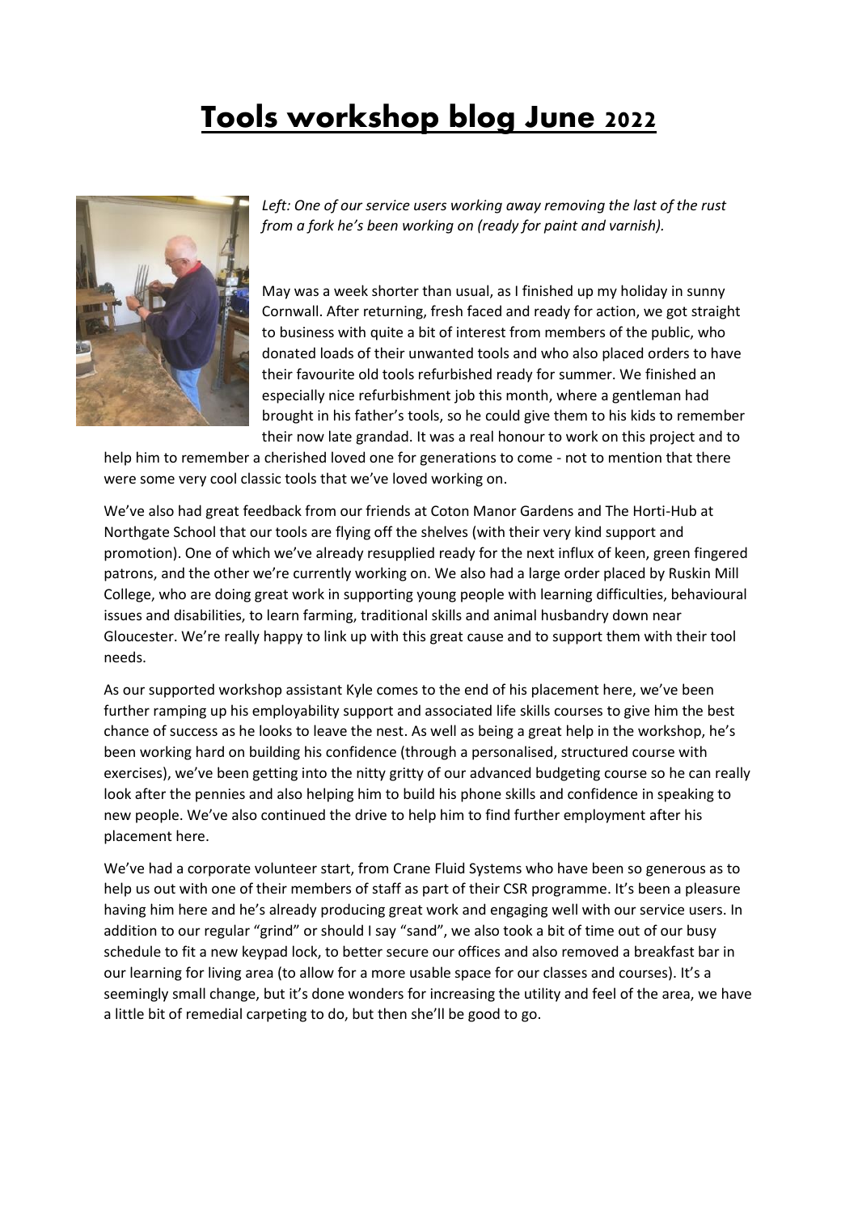# Tools workshop blog June 2022

*Left: One of our service users working away removing the last of the rust from a fork he's been working on (ready for paint and varnish).*

May was a week shorter than usual, as I finished up my holiday in sunny Cornwall. After returning, fresh faced and ready for action, we got straight to business with quite a bit of interest from members of the public, who donated loads of their unwanted tools and who also placed orders to have their favourite old tools refurbished ready for summer. We finished an especially nice refurbishment job this month, where a gentleman had brought in his father's tools, so he could give them to his kids to remember their now late grandad. It was a real honour to work on this project and to help him to remember a cherished loved one for generations to come - not to mention that there were some very cool classic tools that we've loved working on.

We've also had great feedback from our friends at Coton Manor Gardens and The Horti-Hub at Northgate School that our tools are flying off the shelves (with their very kind support and promotion). One of which we've already resupplied ready for the next influx of keen, green fingered patrons, and the other we're currently working on. We also had a large order placed by Ruskin Mill College, who are doing great work in supporting young people with learning difficulties, behavioural issues and disabilities, to learn farming, traditional skills and animal husbandry down near Gloucester. We're really happy to link up with this great cause and to support them with their tool needs.

As our supported workshop assistant Kyle comes to the end of his placement here, we've been further ramping up his employability support and associated life skills courses to give him the best chance of success as he looks to leave the nest. As well as being a great help in the workshop, he's been working hard on building his confidence (through a personalised, structured course with exercises), we've been getting into the nitty gritty of our advanced budgeting course so he can really look after the pennies and also helping him to build his phone skills and confidence in speaking to new people. We've also continued the drive to help him to find further employment after his placement here.

We've had a corporate volunteer start, from Crane Fluid Systems who have been so generous as to help us out with one of their members of staff as part of their CSR programme. It's been a pleasure having him here and he's already producing great work and engaging well with our service users. In addition to our regular "grind" or should I say "sand", we also took a bit of time out of our busy schedule to fit a new keypad lock, to better secure our offices and also removed a breakfast bar in our learning for living area (to allow for a more usable space for our classes and courses). It's a seemingly small change, but it's done wonders for increasing the utility and feel of the area, we have a little bit of remedial carpeting to do, but then she'll be good to go.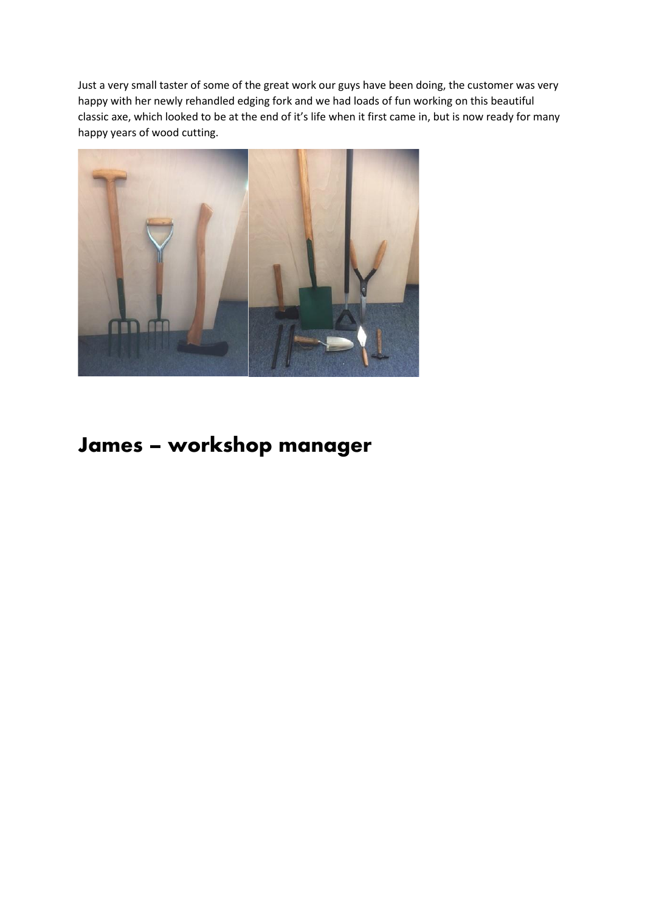Just a very small taster of some of the great work our guys have been doing, the customer was very happy with her newly rehandled edging fork and we had loads of fun working on this beautiful classic axe, which looked to be at the end of it's life when it first came in, but is now ready for many happy years of wood cutting.

## James – workshop manager